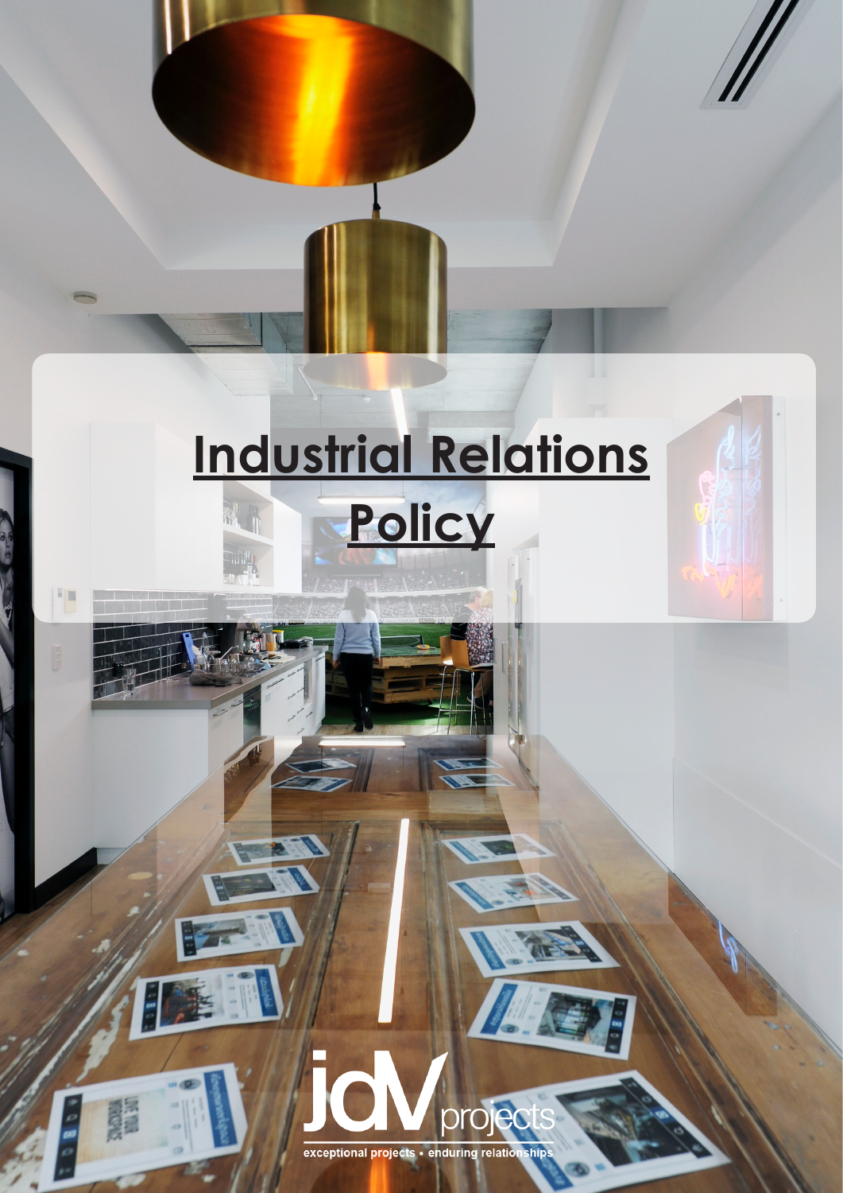# Industrial Relations Policy

jdv projects

exceptional projects • enduring relationships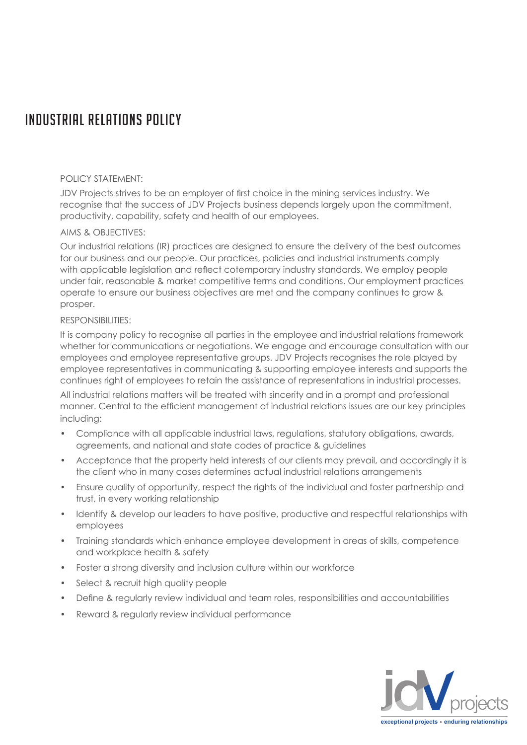# INDUSTRIAL RELATIONS POLICY

POLICY STATEMENT:

JDV Projects strives to be an employer of first choice in the mining services industry. We recognise that the success of JDV Projects business depends largely upon the commitment, productivity, capability, safety and health of our employees.

AIMS & OBJECTIVES:

Our industrial relations (IR) practices are designed to ensure the delivery of the best outcomes for our business and our people. Our practices, policies and industrial instruments comply with applicable legislation and reflect cotemporary industry standards. We employ people under fair, reasonable & market competitive terms and conditions. Our employment practices operate to ensure our business objectives are met and the company continues to grow & prosper.

RESPONSIBILITIES:

It is company policy to recognise all parties in the employee and industrial relations framework whether for communications or negotiations. We engage and encourage consultation with our employees and employee representative groups. JDV Projects recognises the role played by employee representatives in communicating & supporting employee interests and supports the continues right of employees to retain the assistance of representations in industrial processes.

All industrial relations matters will be treated with sincerity and in a prompt and professional manner. Central to the efficient management of industrial relations issues are our key principles including:

- Compliance with all applicable industrial laws, regulations, statutory obligations, awards, agreements, and national and state codes of practice & guidelines
- Acceptance that the property held interests of our clients may prevail, and accordingly it is the client who in many cases determines actual industrial relations arrangements
- Ensure quality of opportunity, respect the rights of the individual and foster partnership and trust, in every working relationship
- Identify & develop our leaders to have positive, productive and respectful relationships with employees
- Training standards which enhance employee development in areas of skills, competence and workplace health & safety
- Foster a strong diversity and inclusion culture within our workforce
- Select & recruit high quality people
- Define & regularly review individual and team roles, responsibilities and accountabilities
- Reward & regularly review individual performance

jdv projects

exceptional projects • enduring relationships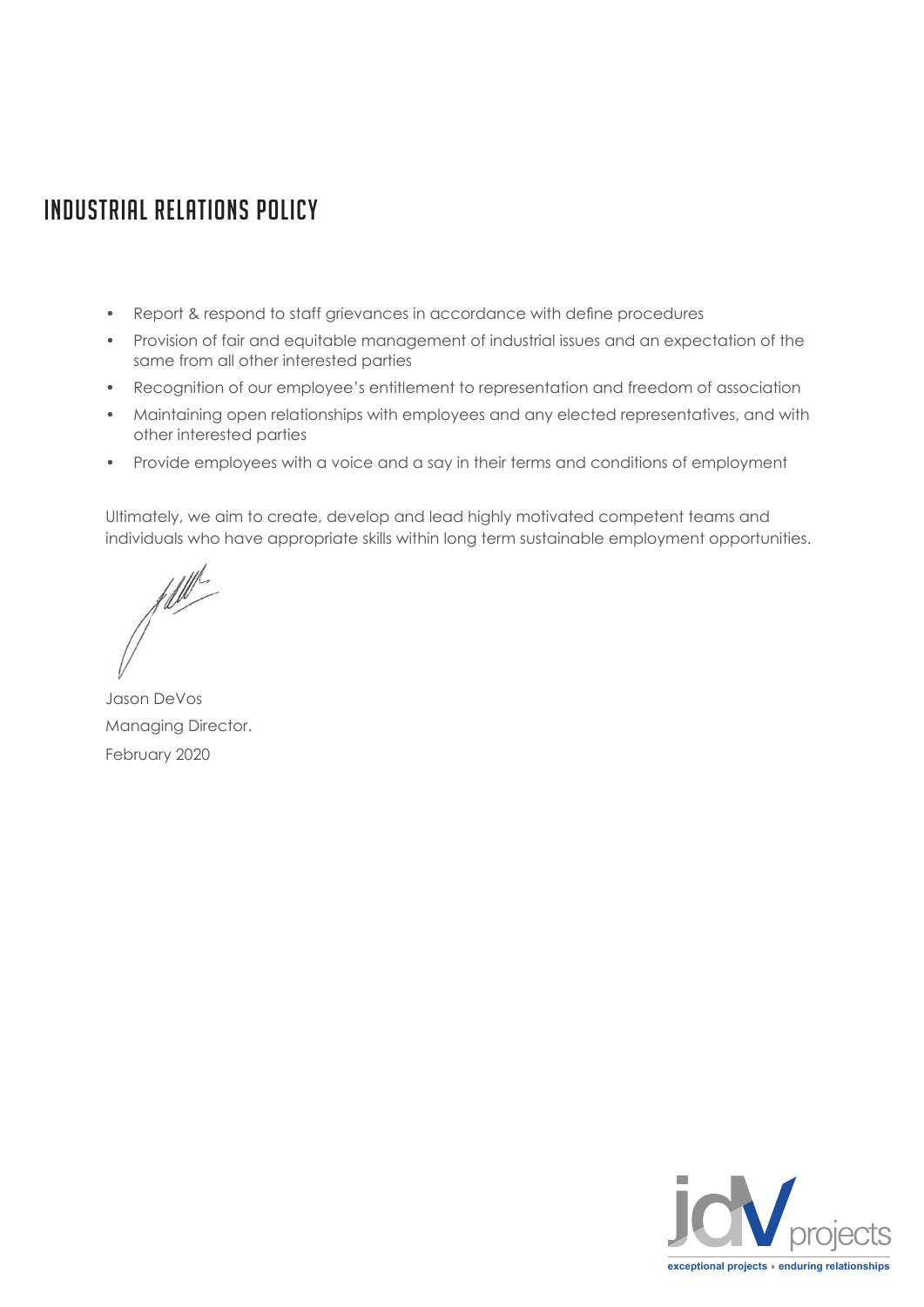# INDUSTRIAL RELATIONS POLICY

- Report & respond to staff grievances in accordance with define procedures
- Provision of fair and equitable management of industrial issues and an expectation of the same from all other interested parties
- Recognition of our employee's entitlement to representation and freedom of association
- Maintaining open relationships with employees and any elected representatives, and with other interested parties
- Provide employees with a voice and a say in their terms and conditions of employment

Ultimately, we aim to create, develop and lead highly motivated competent teams and individuals who have appropriate skills within long term sustainable employment opportunities.

Jason DeVos
Managing Director.
February 2020

jdV projects
exceptional projects ▪ enduring relationships